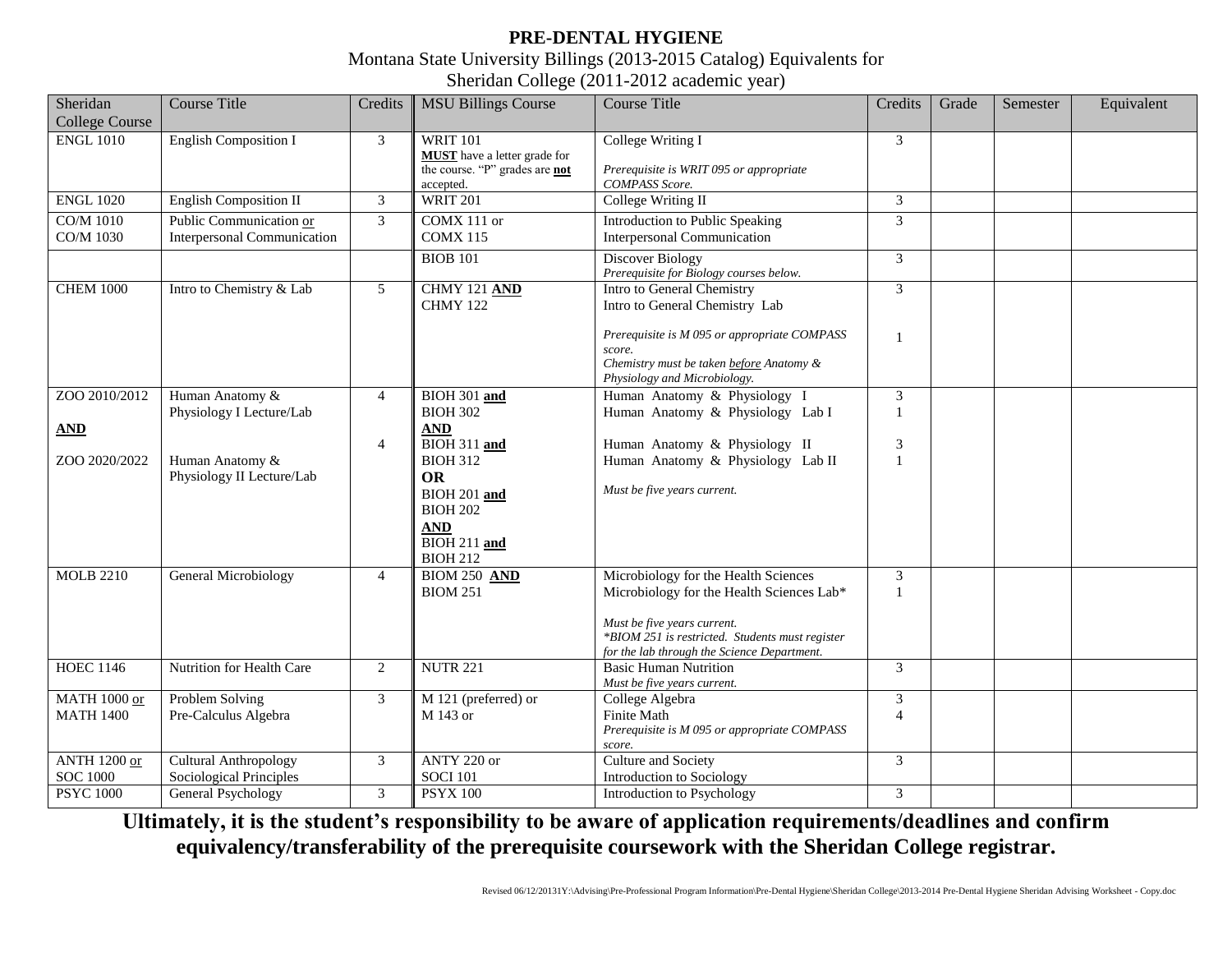# PRE-DENTAL HYGIENE

Montana State University Billings (2013-2015 Catalog) Equivalents for
Sheridan College (2011-2012 academic year)

| Sheridan College Course | Course Title | Credits | MSU Billings Course | Course Title | Credits | Grade | Semester | Equivalent |
|---|---|---|---|---|---|---|---|---|
| ENGL 1010 | English Composition I | 3 | WRIT 101 <br> **MUST** have a letter grade for the course. "P" grades are **not** accepted. | College Writing I <br> *Prerequisite is WRIT 095 or appropriate COMPASS Score.* | 3 | | | |
| ENGL 1020 | English Composition II | 3 | WRIT 201 | College Writing II | 3 | | | |
| CO/M 1010 <br> CO/M 1030 | Public Communication or <br> Interpersonal Communication | 3 | COMX 111 or <br> COMX 115 | Introduction to Public Speaking <br> Interpersonal Communication | 3 | | | |
| | | | BIOB 101 | Discover Biology <br> *Prerequisite for Biology courses below.* | 3 | | | |
| CHEM 1000 | Intro to Chemistry & Lab | 5 | CHMY 121 **AND** <br> CHMY 122 | Intro to General Chemistry <br> Intro to General Chemistry Lab <br> *Prerequisite is M 095 or appropriate COMPASS score.* <br> *Chemistry must be taken before Anatomy & Physiology and Microbiology.* | 3 <br> 1 | | | |
| ZOO 2010/2012 <br> **AND** <br> ZOO 2020/2022 | Human Anatomy & Physiology I Lecture/Lab <br> Human Anatomy & Physiology II Lecture/Lab | 4 <br> 4 | BIOH 301 **and** <br> BIOH 302 <br> **AND** <br> BIOH 311 **and** <br> BIOH 312 <br> **OR** <br> BIOH 201 **and** <br> BIOH 202 <br> **AND** <br> BIOH 211 **and** <br> BIOH 212 | Human Anatomy & Physiology I <br> Human Anatomy & Physiology Lab I <br> Human Anatomy & Physiology II <br> Human Anatomy & Physiology Lab II <br> *Must be five years current.* | 3 <br> 1 <br> 3 <br> 1 | | | |
| MOLB 2210 | General Microbiology | 4 | BIOM 250 **AND** <br> BIOM 251 | Microbiology for the Health Sciences <br> Microbiology for the Health Sciences Lab* <br> *Must be five years current.* <br> *\*BIOM 251 is restricted. Students must register for the lab through the Science Department.* | 3 <br> 1 | | | |
| HOEC 1146 | Nutrition for Health Care | 2 | NUTR 221 | Basic Human Nutrition <br> *Must be five years current.* | 3 | | | |
| MATH 1000 or <br> MATH 1400 | Problem Solving <br> Pre-Calculus Algebra | 3 | M 121 (preferred) or <br> M 143 or | College Algebra <br> Finite Math <br> *Prerequisite is M 095 or appropriate COMPASS score.* | 3 <br> 4 | | | |
| ANTH 1200 or <br> SOC 1000 | Cultural Anthropology <br> Sociological Principles | 3 | ANTY 220 or <br> SOCI 101 | Culture and Society <br> Introduction to Sociology | 3 | | | |
| PSYC 1000 | General Psychology | 3 | PSYX 100 | Introduction to Psychology | 3 | | | |

**Ultimately, it is the student's responsibility to be aware of application requirements/deadlines and confirm equivalency/transferability of the prerequisite coursework with the Sheridan College registrar.**

Revised 06/12/20131Y:\Advising\Pre-Professional Program Information\Pre-Dental Hygiene\Sheridan College\2013-2014 Pre-Dental Hygiene Sheridan Advising Worksheet - Copy.doc